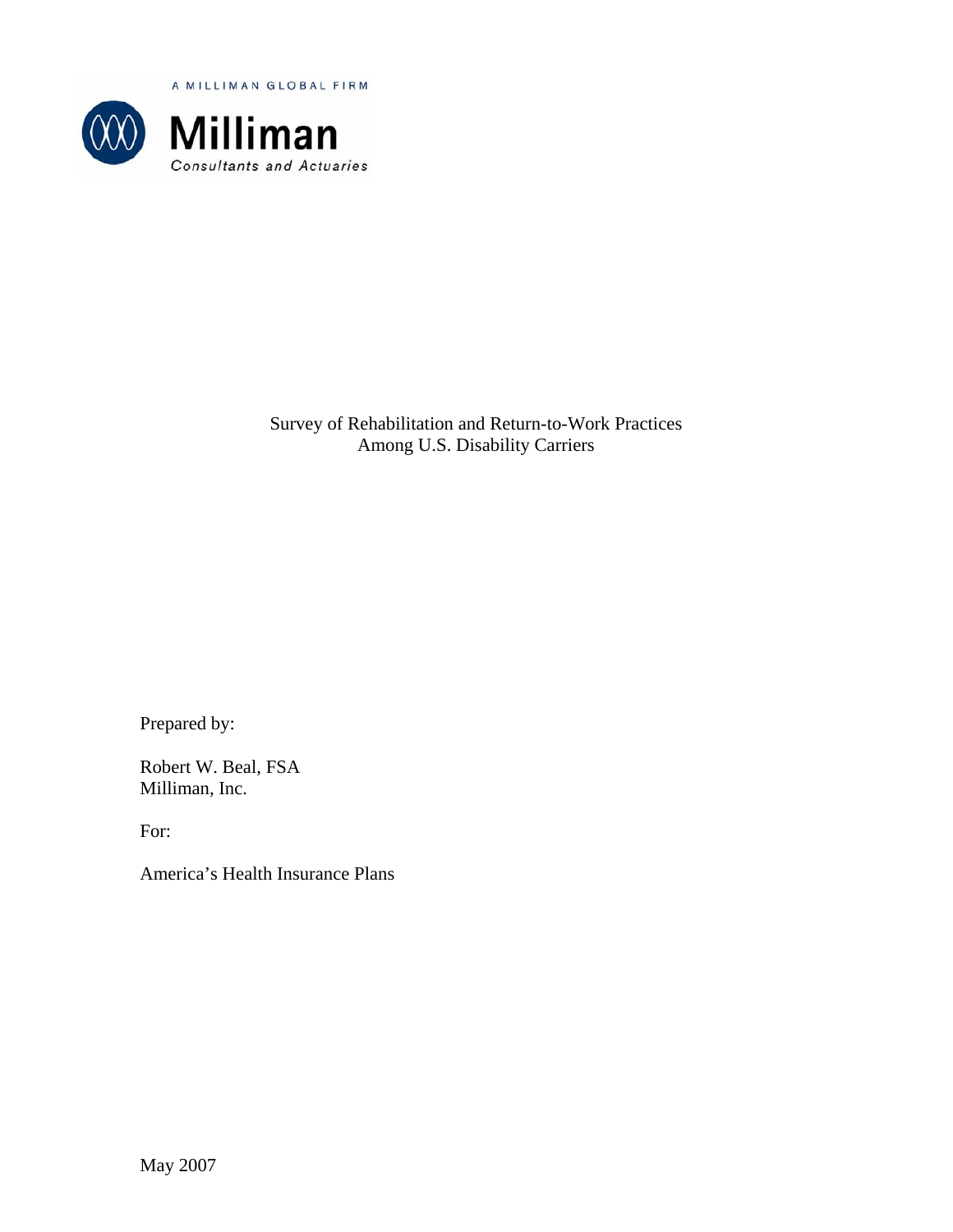A MILLIMAN GLOBAL FIRM

**Milliman**

*Consultants and Actuaries*

# Survey of Rehabilitation and Return-to-Work Practices Among U.S. Disability Carriers

Prepared by:

Robert W. Beal, FSA
Milliman, Inc.

For:

America's Health Insurance Plans

May 2007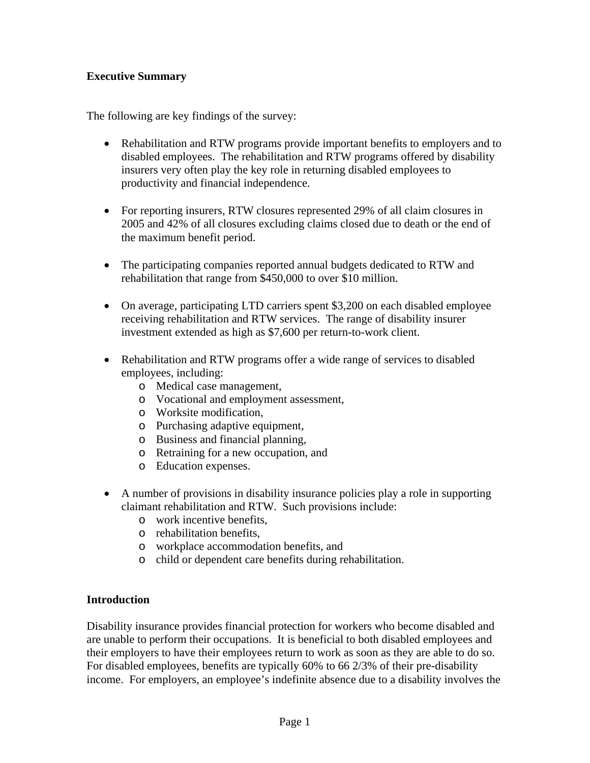## Executive Summary

The following are key findings of the survey:

- Rehabilitation and RTW programs provide important benefits to employers and to disabled employees. The rehabilitation and RTW programs offered by disability insurers very often play the key role in returning disabled employees to productivity and financial independence.

- For reporting insurers, RTW closures represented 29% of all claim closures in 2005 and 42% of all closures excluding claims closed due to death or the end of the maximum benefit period.

- The participating companies reported annual budgets dedicated to RTW and rehabilitation that range from $450,000 to over $10 million.

- On average, participating LTD carriers spent $3,200 on each disabled employee receiving rehabilitation and RTW services. The range of disability insurer investment extended as high as $7,600 per return-to-work client.

- Rehabilitation and RTW programs offer a wide range of services to disabled employees, including:
  - Medical case management,
  - Vocational and employment assessment,
  - Worksite modification,
  - Purchasing adaptive equipment,
  - Business and financial planning,
  - Retraining for a new occupation, and
  - Education expenses.

- A number of provisions in disability insurance policies play a role in supporting claimant rehabilitation and RTW. Such provisions include:
  - work incentive benefits,
  - rehabilitation benefits,
  - workplace accommodation benefits, and
  - child or dependent care benefits during rehabilitation.

## Introduction

Disability insurance provides financial protection for workers who become disabled and are unable to perform their occupations. It is beneficial to both disabled employees and their employers to have their employees return to work as soon as they are able to do so. For disabled employees, benefits are typically 60% to 66 2/3% of their pre-disability income. For employers, an employee's indefinite absence due to a disability involves the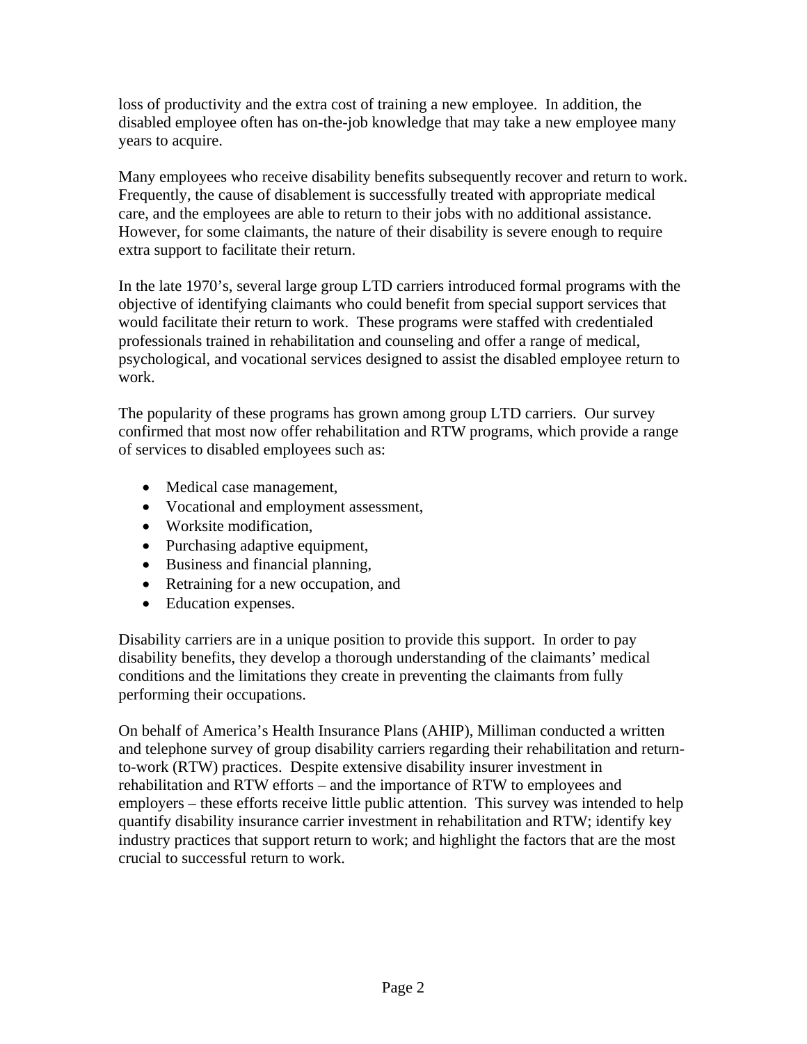loss of productivity and the extra cost of training a new employee. In addition, the disabled employee often has on-the-job knowledge that may take a new employee many years to acquire.

Many employees who receive disability benefits subsequently recover and return to work. Frequently, the cause of disablement is successfully treated with appropriate medical care, and the employees are able to return to their jobs with no additional assistance. However, for some claimants, the nature of their disability is severe enough to require extra support to facilitate their return.

In the late 1970's, several large group LTD carriers introduced formal programs with the objective of identifying claimants who could benefit from special support services that would facilitate their return to work. These programs were staffed with credentialed professionals trained in rehabilitation and counseling and offer a range of medical, psychological, and vocational services designed to assist the disabled employee return to work.

The popularity of these programs has grown among group LTD carriers. Our survey confirmed that most now offer rehabilitation and RTW programs, which provide a range of services to disabled employees such as:

- Medical case management,
- Vocational and employment assessment,
- Worksite modification,
- Purchasing adaptive equipment,
- Business and financial planning,
- Retraining for a new occupation, and
- Education expenses.

Disability carriers are in a unique position to provide this support. In order to pay disability benefits, they develop a thorough understanding of the claimants' medical conditions and the limitations they create in preventing the claimants from fully performing their occupations.

On behalf of America's Health Insurance Plans (AHIP), Milliman conducted a written and telephone survey of group disability carriers regarding their rehabilitation and return-to-work (RTW) practices. Despite extensive disability insurer investment in rehabilitation and RTW efforts – and the importance of RTW to employees and employers – these efforts receive little public attention. This survey was intended to help quantify disability insurance carrier investment in rehabilitation and RTW; identify key industry practices that support return to work; and highlight the factors that are the most crucial to successful return to work.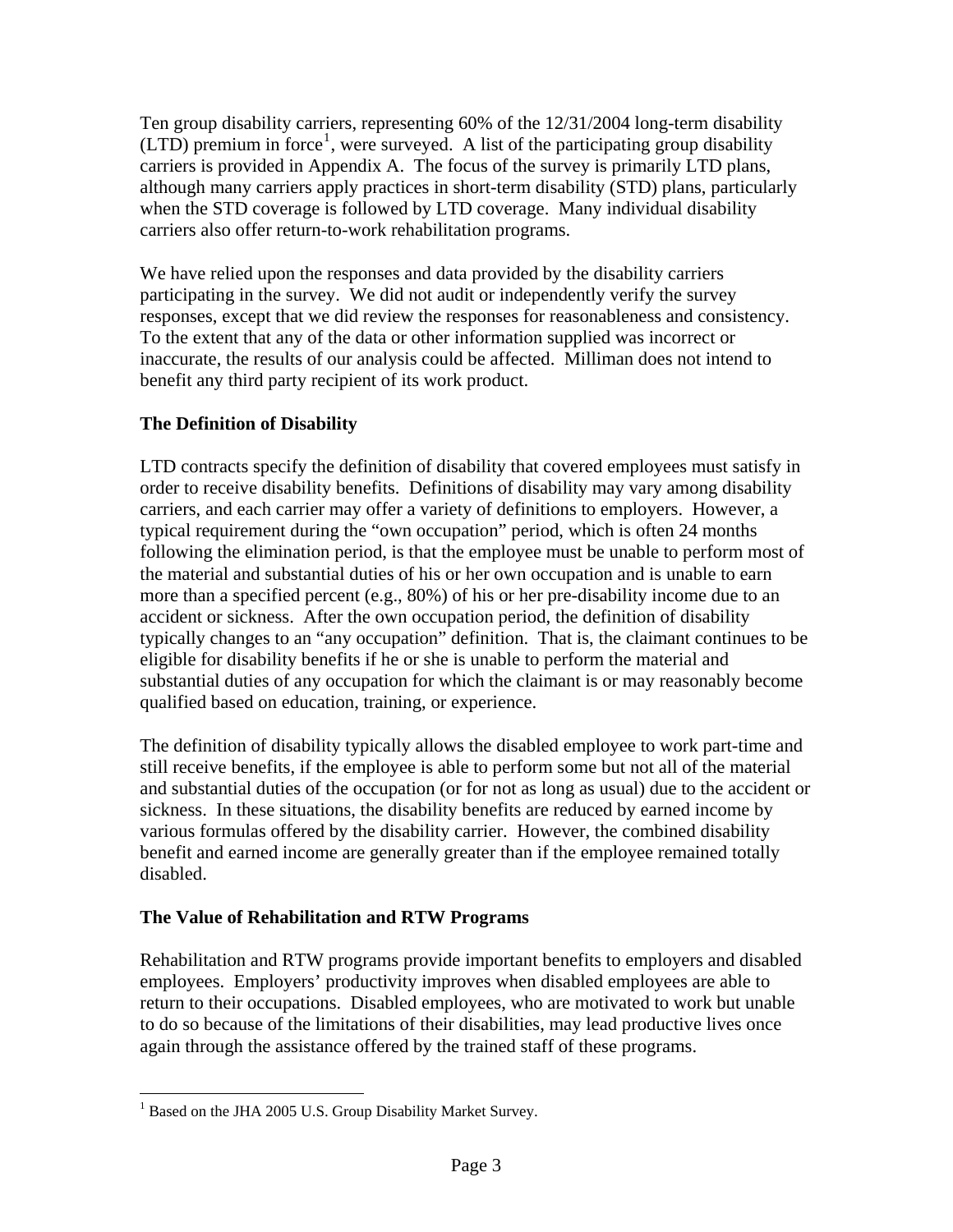Ten group disability carriers, representing 60% of the 12/31/2004 long-term disability (LTD) premium in force[1], were surveyed. A list of the participating group disability carriers is provided in Appendix A. The focus of the survey is primarily LTD plans, although many carriers apply practices in short-term disability (STD) plans, particularly when the STD coverage is followed by LTD coverage. Many individual disability carriers also offer return-to-work rehabilitation programs.

We have relied upon the responses and data provided by the disability carriers participating in the survey. We did not audit or independently verify the survey responses, except that we did review the responses for reasonableness and consistency. To the extent that any of the data or other information supplied was incorrect or inaccurate, the results of our analysis could be affected. Milliman does not intend to benefit any third party recipient of its work product.

### The Definition of Disability

LTD contracts specify the definition of disability that covered employees must satisfy in order to receive disability benefits. Definitions of disability may vary among disability carriers, and each carrier may offer a variety of definitions to employers. However, a typical requirement during the "own occupation" period, which is often 24 months following the elimination period, is that the employee must be unable to perform most of the material and substantial duties of his or her own occupation and is unable to earn more than a specified percent (e.g., 80%) of his or her pre-disability income due to an accident or sickness. After the own occupation period, the definition of disability typically changes to an "any occupation" definition. That is, the claimant continues to be eligible for disability benefits if he or she is unable to perform the material and substantial duties of any occupation for which the claimant is or may reasonably become qualified based on education, training, or experience.

The definition of disability typically allows the disabled employee to work part-time and still receive benefits, if the employee is able to perform some but not all of the material and substantial duties of the occupation (or for not as long as usual) due to the accident or sickness. In these situations, the disability benefits are reduced by earned income by various formulas offered by the disability carrier. However, the combined disability benefit and earned income are generally greater than if the employee remained totally disabled.

### The Value of Rehabilitation and RTW Programs

Rehabilitation and RTW programs provide important benefits to employers and disabled employees. Employers' productivity improves when disabled employees are able to return to their occupations. Disabled employees, who are motivated to work but unable to do so because of the limitations of their disabilities, may lead productive lives once again through the assistance offered by the trained staff of these programs.

---

[1] Based on the JHA 2005 U.S. Group Disability Market Survey.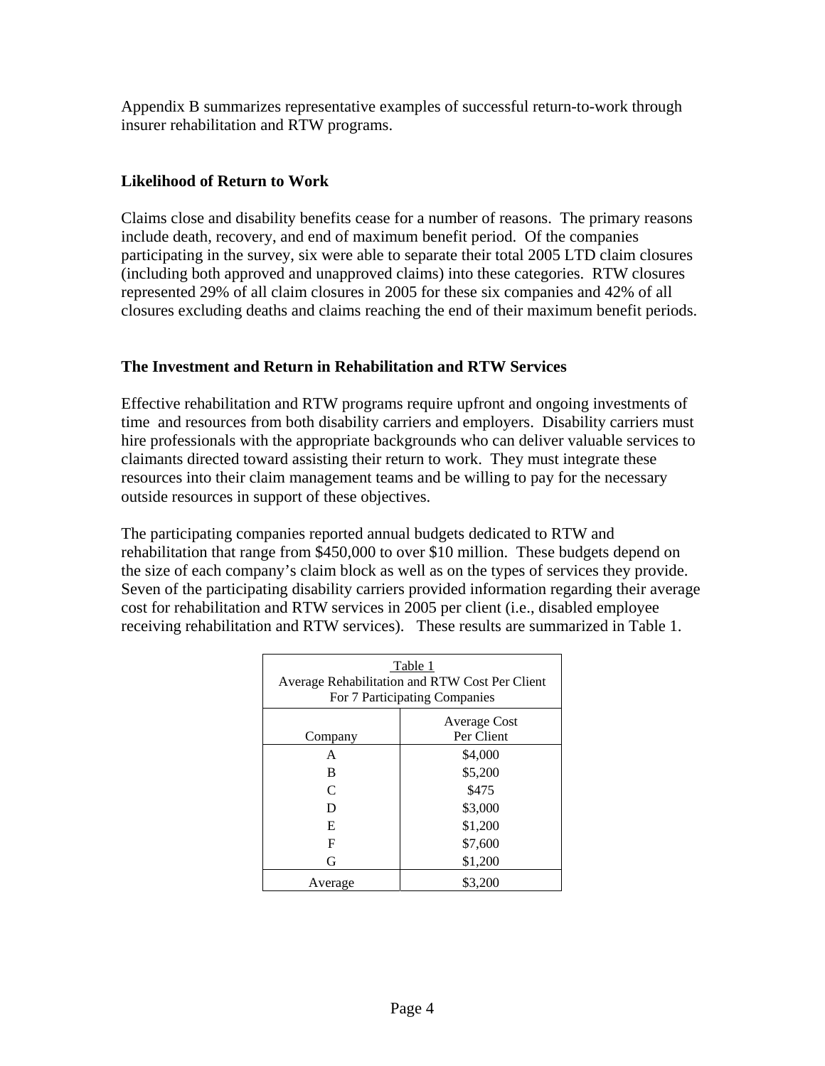Appendix B summarizes representative examples of successful return-to-work through insurer rehabilitation and RTW programs.

## Likelihood of Return to Work

Claims close and disability benefits cease for a number of reasons. The primary reasons include death, recovery, and end of maximum benefit period. Of the companies participating in the survey, six were able to separate their total 2005 LTD claim closures (including both approved and unapproved claims) into these categories. RTW closures represented 29% of all claim closures in 2005 for these six companies and 42% of all closures excluding deaths and claims reaching the end of their maximum benefit periods.

## The Investment and Return in Rehabilitation and RTW Services

Effective rehabilitation and RTW programs require upfront and ongoing investments of time and resources from both disability carriers and employers. Disability carriers must hire professionals with the appropriate backgrounds who can deliver valuable services to claimants directed toward assisting their return to work. They must integrate these resources into their claim management teams and be willing to pay for the necessary outside resources in support of these objectives.

The participating companies reported annual budgets dedicated to RTW and rehabilitation that range from $450,000 to over $10 million. These budgets depend on the size of each company's claim block as well as on the types of services they provide. Seven of the participating disability carriers provided information regarding their average cost for rehabilitation and RTW services in 2005 per client (i.e., disabled employee receiving rehabilitation and RTW services). These results are summarized in Table 1.

Table 1
Average Rehabilitation and RTW Cost Per Client
For 7 Participating Companies

| Company | Average Cost Per Client |
|---|---|
| A | $4,000 |
| B | $5,200 |
| C | $475 |
| D | $3,000 |
| E | $1,200 |
| F | $7,600 |
| G | $1,200 |
| Average | $3,200 |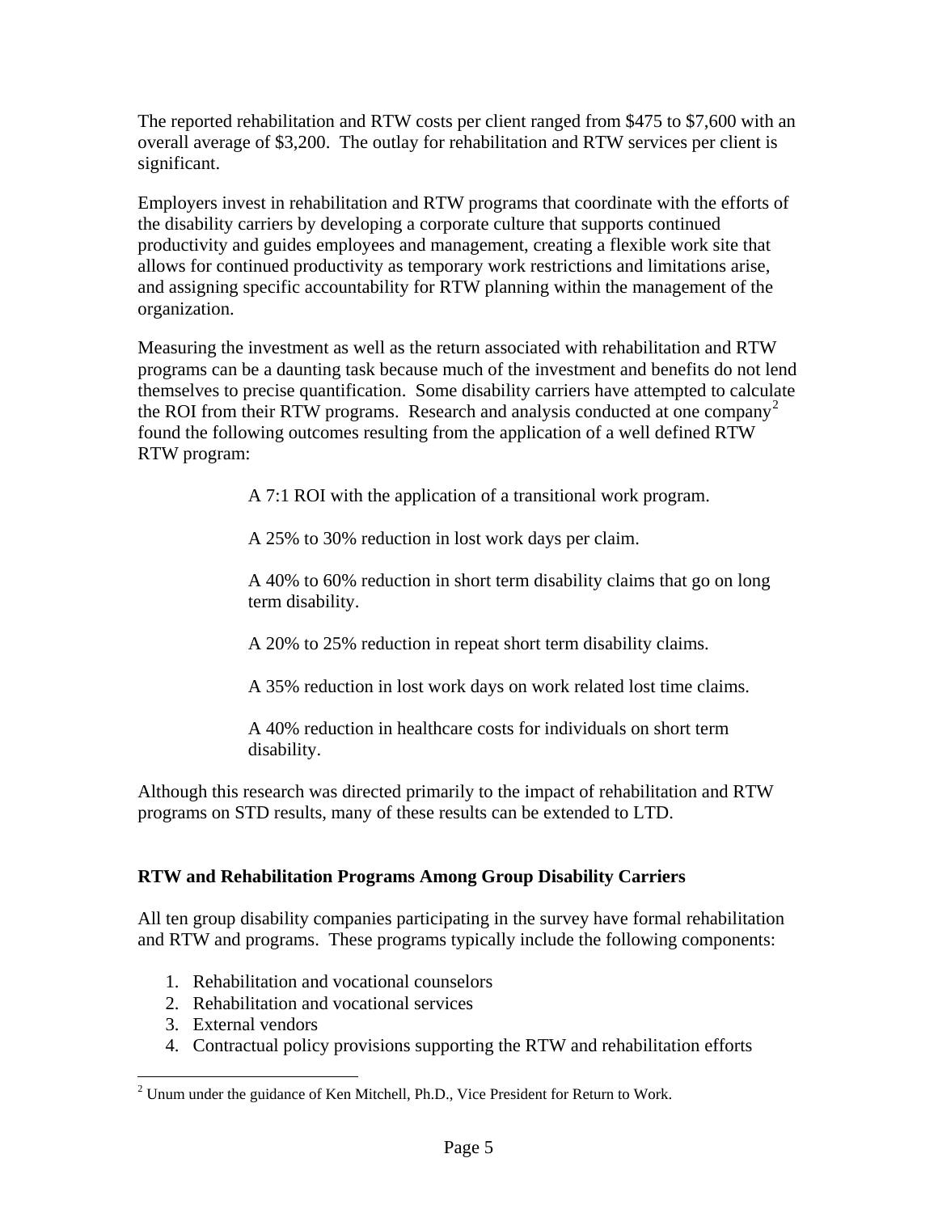The reported rehabilitation and RTW costs per client ranged from $475 to $7,600 with an overall average of $3,200. The outlay for rehabilitation and RTW services per client is significant.

Employers invest in rehabilitation and RTW programs that coordinate with the efforts of the disability carriers by developing a corporate culture that supports continued productivity and guides employees and management, creating a flexible work site that allows for continued productivity as temporary work restrictions and limitations arise, and assigning specific accountability for RTW planning within the management of the organization.

Measuring the investment as well as the return associated with rehabilitation and RTW programs can be a daunting task because much of the investment and benefits do not lend themselves to precise quantification. Some disability carriers have attempted to calculate the ROI from their RTW programs. Research and analysis conducted at one company[2] found the following outcomes resulting from the application of a well defined RTW RTW program:

A 7:1 ROI with the application of a transitional work program.

A 25% to 30% reduction in lost work days per claim.

A 40% to 60% reduction in short term disability claims that go on long term disability.

A 20% to 25% reduction in repeat short term disability claims.

A 35% reduction in lost work days on work related lost time claims.

A 40% reduction in healthcare costs for individuals on short term disability.

Although this research was directed primarily to the impact of rehabilitation and RTW programs on STD results, many of these results can be extended to LTD.

**RTW and Rehabilitation Programs Among Group Disability Carriers**

All ten group disability companies participating in the survey have formal rehabilitation and RTW and programs. These programs typically include the following components:

1. Rehabilitation and vocational counselors
2. Rehabilitation and vocational services
3. External vendors
4. Contractual policy provisions supporting the RTW and rehabilitation efforts

[2] Unum under the guidance of Ken Mitchell, Ph.D., Vice President for Return to Work.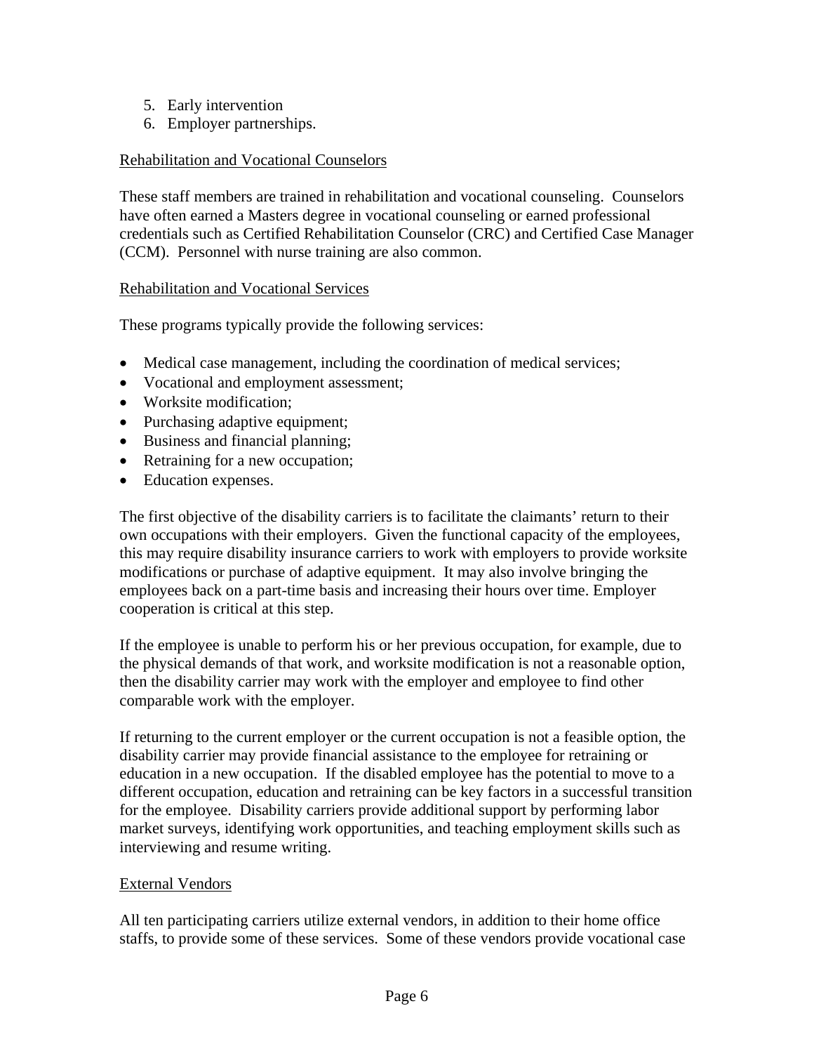5. Early intervention
6. Employer partnerships.

Rehabilitation and Vocational Counselors

These staff members are trained in rehabilitation and vocational counseling. Counselors have often earned a Masters degree in vocational counseling or earned professional credentials such as Certified Rehabilitation Counselor (CRC) and Certified Case Manager (CCM). Personnel with nurse training are also common.

Rehabilitation and Vocational Services

These programs typically provide the following services:

- Medical case management, including the coordination of medical services;
- Vocational and employment assessment;
- Worksite modification;
- Purchasing adaptive equipment;
- Business and financial planning;
- Retraining for a new occupation;
- Education expenses.

The first objective of the disability carriers is to facilitate the claimants' return to their own occupations with their employers. Given the functional capacity of the employees, this may require disability insurance carriers to work with employers to provide worksite modifications or purchase of adaptive equipment. It may also involve bringing the employees back on a part-time basis and increasing their hours over time. Employer cooperation is critical at this step.

If the employee is unable to perform his or her previous occupation, for example, due to the physical demands of that work, and worksite modification is not a reasonable option, then the disability carrier may work with the employer and employee to find other comparable work with the employer.

If returning to the current employer or the current occupation is not a feasible option, the disability carrier may provide financial assistance to the employee for retraining or education in a new occupation. If the disabled employee has the potential to move to a different occupation, education and retraining can be key factors in a successful transition for the employee. Disability carriers provide additional support by performing labor market surveys, identifying work opportunities, and teaching employment skills such as interviewing and resume writing.

External Vendors

All ten participating carriers utilize external vendors, in addition to their home office staffs, to provide some of these services. Some of these vendors provide vocational case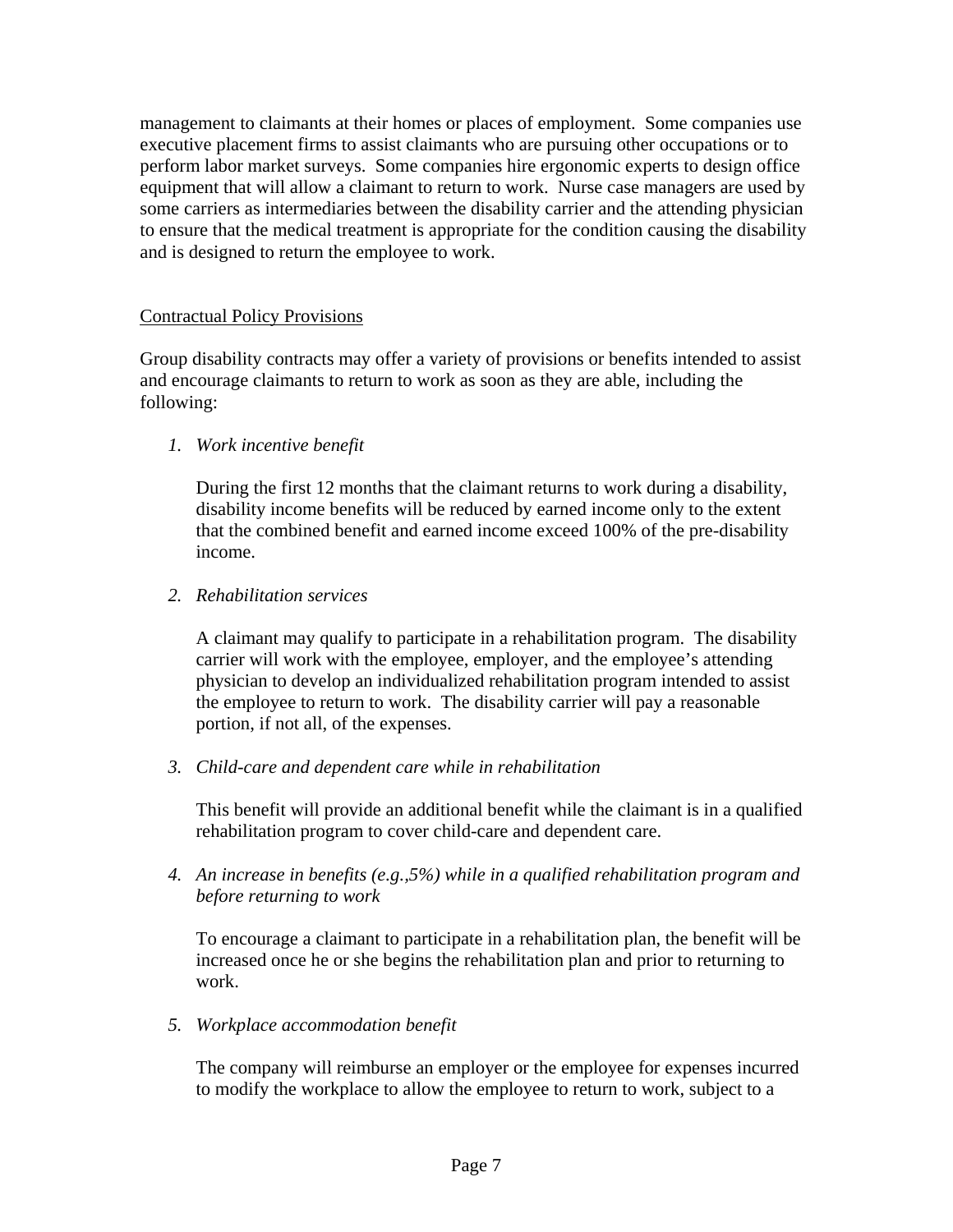management to claimants at their homes or places of employment. Some companies use executive placement firms to assist claimants who are pursuing other occupations or to perform labor market surveys. Some companies hire ergonomic experts to design office equipment that will allow a claimant to return to work. Nurse case managers are used by some carriers as intermediaries between the disability carrier and the attending physician to ensure that the medical treatment is appropriate for the condition causing the disability and is designed to return the employee to work.

<u>Contractual Policy Provisions</u>

Group disability contracts may offer a variety of provisions or benefits intended to assist and encourage claimants to return to work as soon as they are able, including the following:

1. *Work incentive benefit*

   During the first 12 months that the claimant returns to work during a disability, disability income benefits will be reduced by earned income only to the extent that the combined benefit and earned income exceed 100% of the pre-disability income.

2. *Rehabilitation services*

   A claimant may qualify to participate in a rehabilitation program. The disability carrier will work with the employee, employer, and the employee's attending physician to develop an individualized rehabilitation program intended to assist the employee to return to work. The disability carrier will pay a reasonable portion, if not all, of the expenses.

3. *Child-care and dependent care while in rehabilitation*

   This benefit will provide an additional benefit while the claimant is in a qualified rehabilitation program to cover child-care and dependent care.

4. *An increase in benefits (e.g.,5%) while in a qualified rehabilitation program and before returning to work*

   To encourage a claimant to participate in a rehabilitation plan, the benefit will be increased once he or she begins the rehabilitation plan and prior to returning to work.

5. *Workplace accommodation benefit*

   The company will reimburse an employer or the employee for expenses incurred to modify the workplace to allow the employee to return to work, subject to a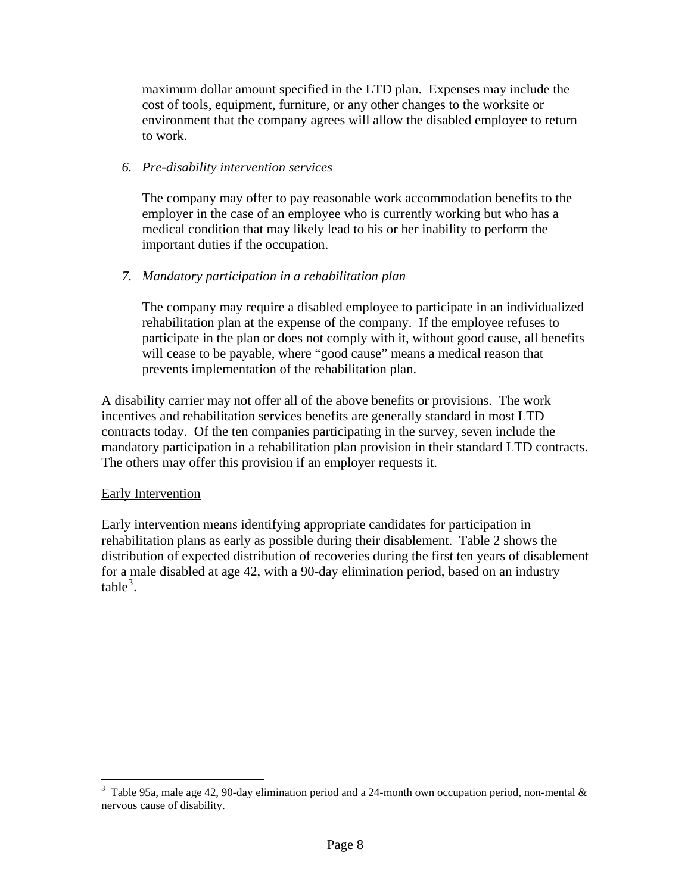maximum dollar amount specified in the LTD plan. Expenses may include the cost of tools, equipment, furniture, or any other changes to the worksite or environment that the company agrees will allow the disabled employee to return to work.

6. *Pre-disability intervention services*

   The company may offer to pay reasonable work accommodation benefits to the employer in the case of an employee who is currently working but who has a medical condition that may likely lead to his or her inability to perform the important duties if the occupation.

7. *Mandatory participation in a rehabilitation plan*

   The company may require a disabled employee to participate in an individualized rehabilitation plan at the expense of the company. If the employee refuses to participate in the plan or does not comply with it, without good cause, all benefits will cease to be payable, where "good cause" means a medical reason that prevents implementation of the rehabilitation plan.

A disability carrier may not offer all of the above benefits or provisions. The work incentives and rehabilitation services benefits are generally standard in most LTD contracts today. Of the ten companies participating in the survey, seven include the mandatory participation in a rehabilitation plan provision in their standard LTD contracts. The others may offer this provision if an employer requests it.

Early Intervention

Early intervention means identifying appropriate candidates for participation in rehabilitation plans as early as possible during their disablement. Table 2 shows the distribution of expected distribution of recoveries during the first ten years of disablement for a male disabled at age 42, with a 90-day elimination period, based on an industry table[3].

[3] Table 95a, male age 42, 90-day elimination period and a 24-month own occupation period, non-mental & nervous cause of disability.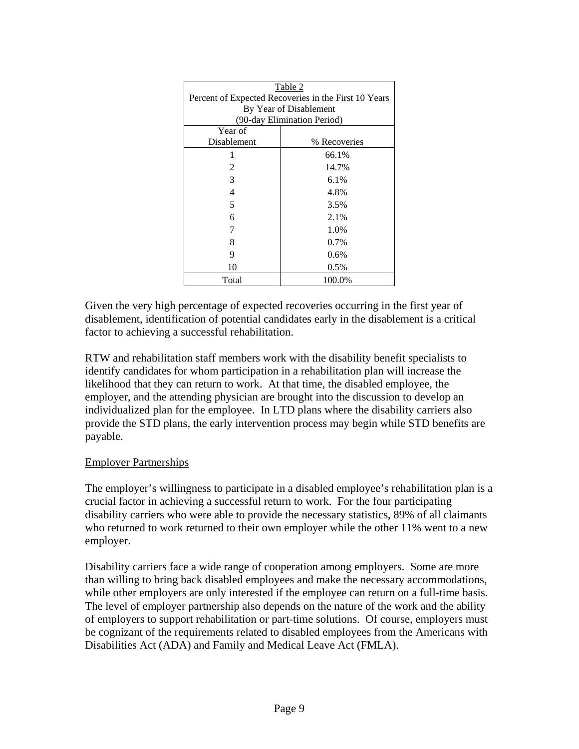Table 2
Percent of Expected Recoveries in the First 10 Years
By Year of Disablement
(90-day Elimination Period)

| Year of Disablement | % Recoveries |
|---|---|
| 1 | 66.1% |
| 2 | 14.7% |
| 3 | 6.1% |
| 4 | 4.8% |
| 5 | 3.5% |
| 6 | 2.1% |
| 7 | 1.0% |
| 8 | 0.7% |
| 9 | 0.6% |
| 10 | 0.5% |
| Total | 100.0% |

Given the very high percentage of expected recoveries occurring in the first year of disablement, identification of potential candidates early in the disablement is a critical factor to achieving a successful rehabilitation.

RTW and rehabilitation staff members work with the disability benefit specialists to identify candidates for whom participation in a rehabilitation plan will increase the likelihood that they can return to work. At that time, the disabled employee, the employer, and the attending physician are brought into the discussion to develop an individualized plan for the employee. In LTD plans where the disability carriers also provide the STD plans, the early intervention process may begin while STD benefits are payable.

## Employer Partnerships

The employer's willingness to participate in a disabled employee's rehabilitation plan is a crucial factor in achieving a successful return to work. For the four participating disability carriers who were able to provide the necessary statistics, 89% of all claimants who returned to work returned to their own employer while the other 11% went to a new employer.

Disability carriers face a wide range of cooperation among employers. Some are more than willing to bring back disabled employees and make the necessary accommodations, while other employers are only interested if the employee can return on a full-time basis. The level of employer partnership also depends on the nature of the work and the ability of employers to support rehabilitation or part-time solutions. Of course, employers must be cognizant of the requirements related to disabled employees from the Americans with Disabilities Act (ADA) and Family and Medical Leave Act (FMLA).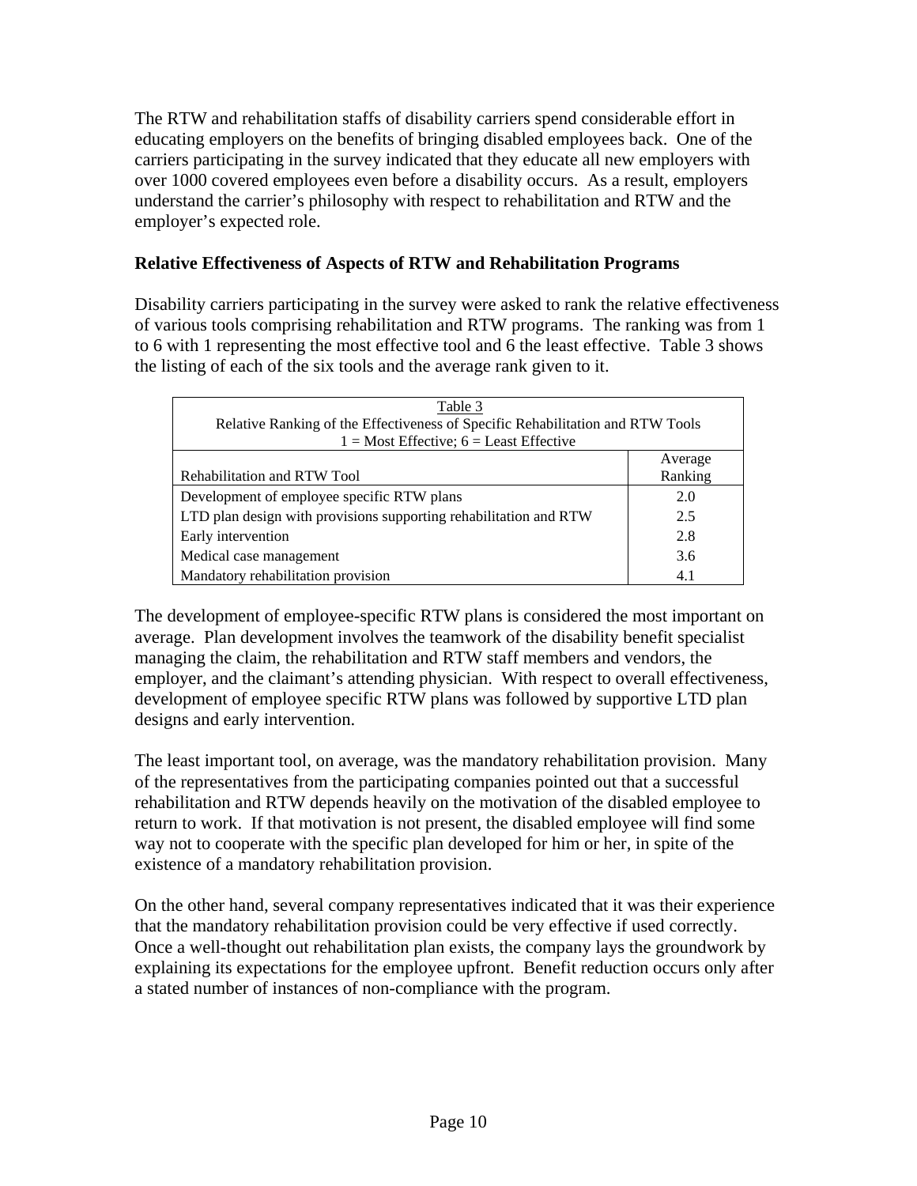The RTW and rehabilitation staffs of disability carriers spend considerable effort in educating employers on the benefits of bringing disabled employees back. One of the carriers participating in the survey indicated that they educate all new employers with over 1000 covered employees even before a disability occurs. As a result, employers understand the carrier's philosophy with respect to rehabilitation and RTW and the employer's expected role.

**Relative Effectiveness of Aspects of RTW and Rehabilitation Programs**

Disability carriers participating in the survey were asked to rank the relative effectiveness of various tools comprising rehabilitation and RTW programs. The ranking was from 1 to 6 with 1 representing the most effective tool and 6 the least effective. Table 3 shows the listing of each of the six tools and the average rank given to it.

Table 3
Relative Ranking of the Effectiveness of Specific Rehabilitation and RTW Tools
1 = Most Effective; 6 = Least Effective

| Rehabilitation and RTW Tool | Average Ranking |
|---|---|
| Development of employee specific RTW plans | 2.0 |
| LTD plan design with provisions supporting rehabilitation and RTW | 2.5 |
| Early intervention | 2.8 |
| Medical case management | 3.6 |
| Mandatory rehabilitation provision | 4.1 |

The development of employee-specific RTW plans is considered the most important on average. Plan development involves the teamwork of the disability benefit specialist managing the claim, the rehabilitation and RTW staff members and vendors, the employer, and the claimant's attending physician. With respect to overall effectiveness, development of employee specific RTW plans was followed by supportive LTD plan designs and early intervention.

The least important tool, on average, was the mandatory rehabilitation provision. Many of the representatives from the participating companies pointed out that a successful rehabilitation and RTW depends heavily on the motivation of the disabled employee to return to work. If that motivation is not present, the disabled employee will find some way not to cooperate with the specific plan developed for him or her, in spite of the existence of a mandatory rehabilitation provision.

On the other hand, several company representatives indicated that it was their experience that the mandatory rehabilitation provision could be very effective if used correctly. Once a well-thought out rehabilitation plan exists, the company lays the groundwork by explaining its expectations for the employee upfront. Benefit reduction occurs only after a stated number of instances of non-compliance with the program.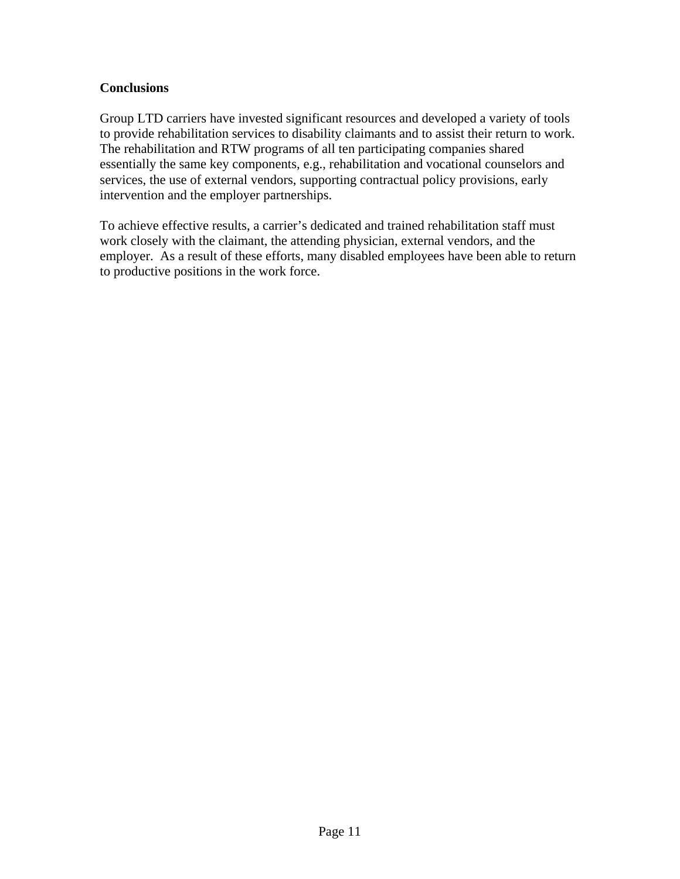## Conclusions

Group LTD carriers have invested significant resources and developed a variety of tools to provide rehabilitation services to disability claimants and to assist their return to work. The rehabilitation and RTW programs of all ten participating companies shared essentially the same key components, e.g., rehabilitation and vocational counselors and services, the use of external vendors, supporting contractual policy provisions, early intervention and the employer partnerships.

To achieve effective results, a carrier's dedicated and trained rehabilitation staff must work closely with the claimant, the attending physician, external vendors, and the employer. As a result of these efforts, many disabled employees have been able to return to productive positions in the work force.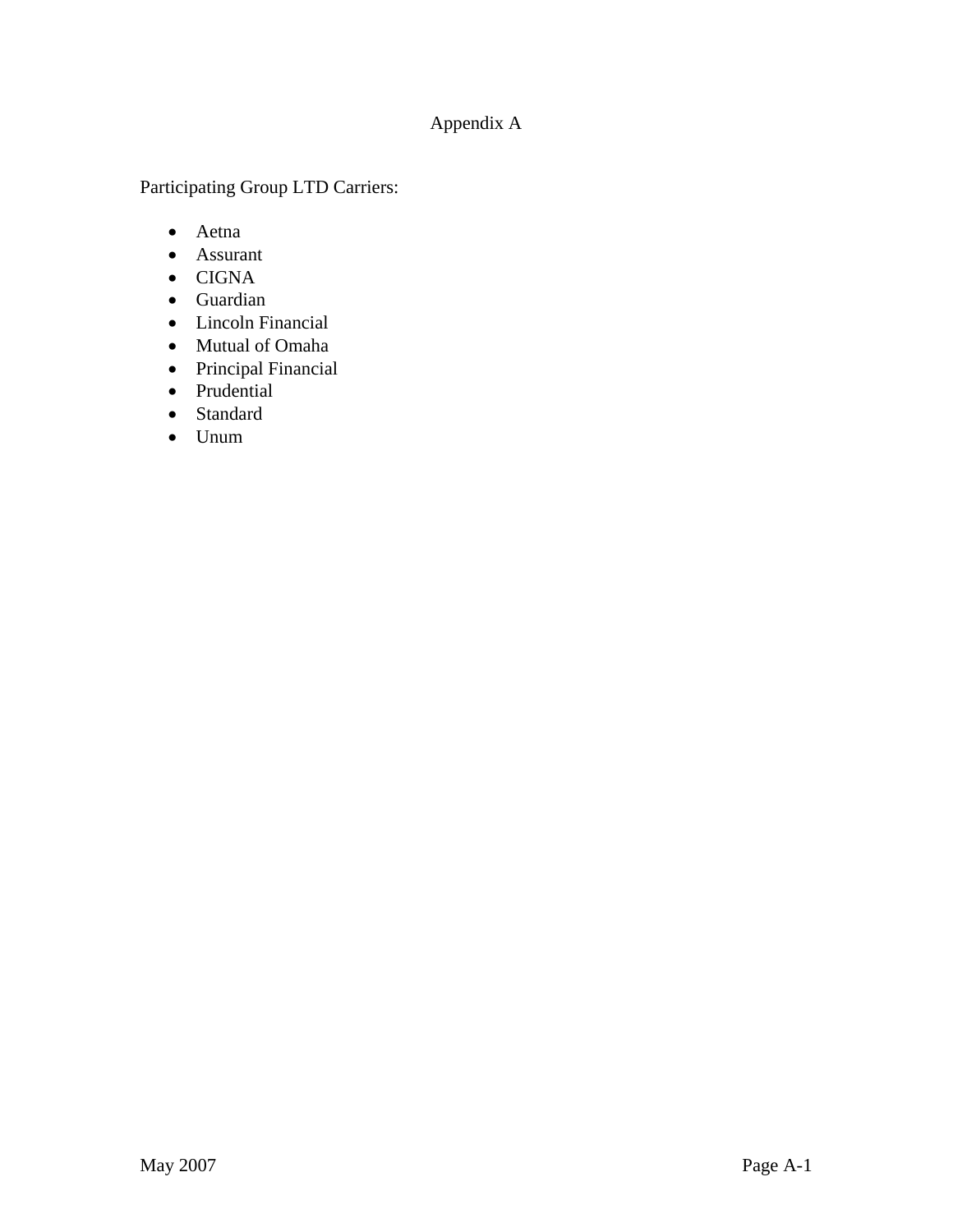# Appendix A

Participating Group LTD Carriers:

- Aetna
- Assurant
- CIGNA
- Guardian
- Lincoln Financial
- Mutual of Omaha
- Principal Financial
- Prudential
- Standard
- Unum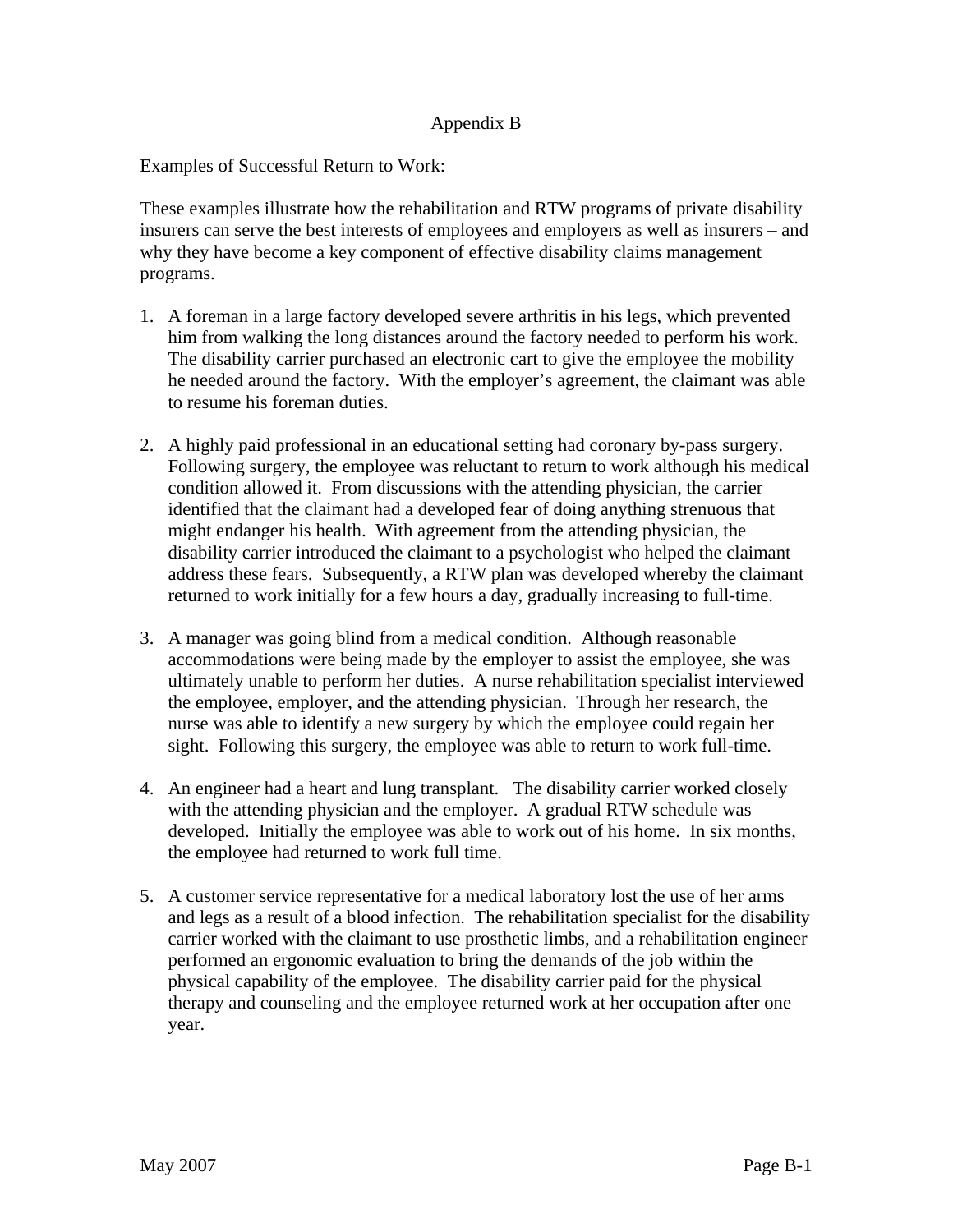# Appendix B

Examples of Successful Return to Work:

These examples illustrate how the rehabilitation and RTW programs of private disability insurers can serve the best interests of employees and employers as well as insurers – and why they have become a key component of effective disability claims management programs.

1. A foreman in a large factory developed severe arthritis in his legs, which prevented him from walking the long distances around the factory needed to perform his work. The disability carrier purchased an electronic cart to give the employee the mobility he needed around the factory. With the employer's agreement, the claimant was able to resume his foreman duties.

2. A highly paid professional in an educational setting had coronary by-pass surgery. Following surgery, the employee was reluctant to return to work although his medical condition allowed it. From discussions with the attending physician, the carrier identified that the claimant had a developed fear of doing anything strenuous that might endanger his health. With agreement from the attending physician, the disability carrier introduced the claimant to a psychologist who helped the claimant address these fears. Subsequently, a RTW plan was developed whereby the claimant returned to work initially for a few hours a day, gradually increasing to full-time.

3. A manager was going blind from a medical condition. Although reasonable accommodations were being made by the employer to assist the employee, she was ultimately unable to perform her duties. A nurse rehabilitation specialist interviewed the employee, employer, and the attending physician. Through her research, the nurse was able to identify a new surgery by which the employee could regain her sight. Following this surgery, the employee was able to return to work full-time.

4. An engineer had a heart and lung transplant. The disability carrier worked closely with the attending physician and the employer. A gradual RTW schedule was developed. Initially the employee was able to work out of his home. In six months, the employee had returned to work full time.

5. A customer service representative for a medical laboratory lost the use of her arms and legs as a result of a blood infection. The rehabilitation specialist for the disability carrier worked with the claimant to use prosthetic limbs, and a rehabilitation engineer performed an ergonomic evaluation to bring the demands of the job within the physical capability of the employee. The disability carrier paid for the physical therapy and counseling and the employee returned work at her occupation after one year.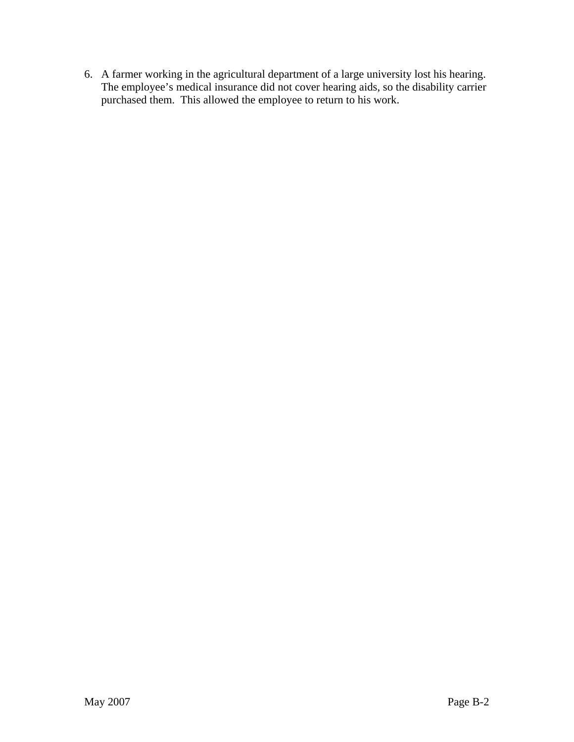6. A farmer working in the agricultural department of a large university lost his hearing. The employee's medical insurance did not cover hearing aids, so the disability carrier purchased them. This allowed the employee to return to his work.